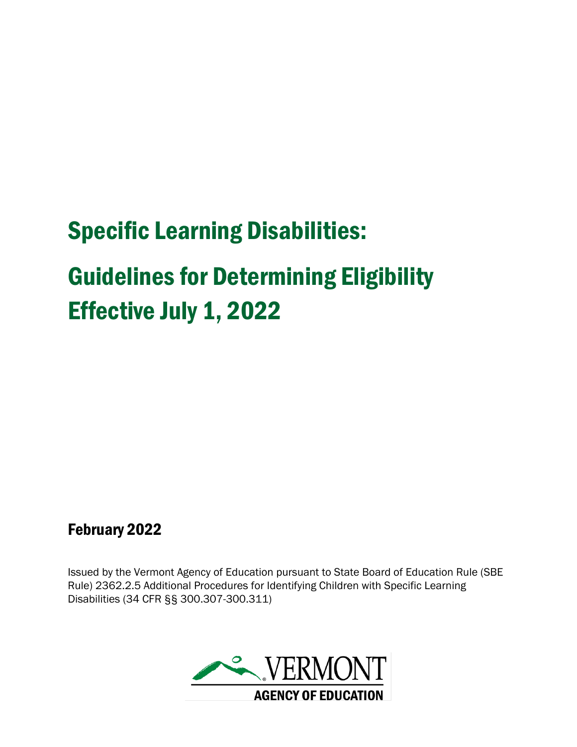# Specific Learning Disabilities:

# Guidelines for Determining Eligibility Effective July 1, 2022

**February 2022**

Issued by the Vermont Agency of Education pursuant to State Board of Education Rule (SBE Rule) 2362.2.5 Additional Procedures for Identifying Children with Specific Learning Disabilities (34 CFR §§ 300.307-300.311)

VERMONT
AGENCY OF EDUCATION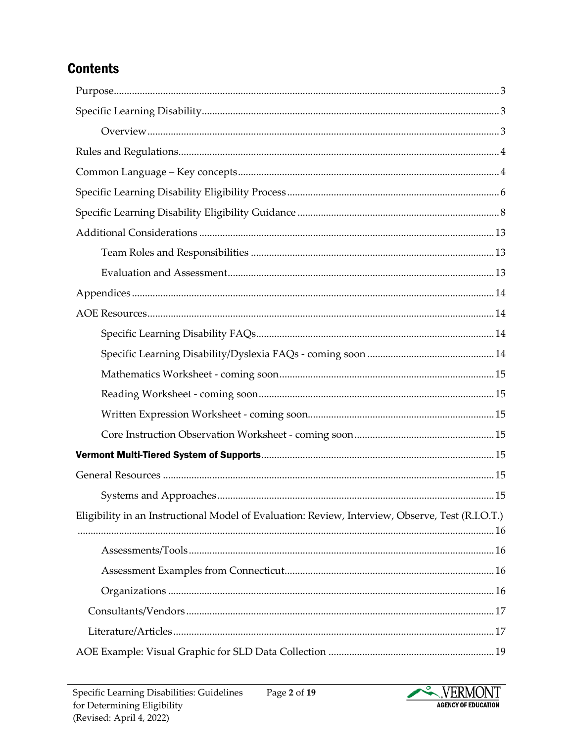## Contents

- Purpose....3
- Specific Learning Disability....3
  - Overview....3
- Rules and Regulations....4
- Common Language – Key concepts....4
- Specific Learning Disability Eligibility Process....6
- Specific Learning Disability Eligibility Guidance....8
- Additional Considerations....13
  - Team Roles and Responsibilities....13
  - Evaluation and Assessment....13
- Appendices....14
- AOE Resources....14
  - Specific Learning Disability FAQs....14
  - Specific Learning Disability/Dyslexia FAQs - coming soon....14
  - Mathematics Worksheet - coming soon....15
  - Reading Worksheet - coming soon....15
  - Written Expression Worksheet - coming soon....15
  - Core Instruction Observation Worksheet - coming soon....15
- **Vermont Multi-Tiered System of Supports**....15
- General Resources....15
  - Systems and Approaches....15
- Eligibility in an Instructional Model of Evaluation: Review, Interview, Observe, Test (R.I.O.T.)....16
  - Assessments/Tools....16
  - Assessment Examples from Connecticut....16
  - Organizations....16
  - Consultants/Vendors....17
  - Literature/Articles....17
- AOE Example: Visual Graphic for SLD Data Collection....19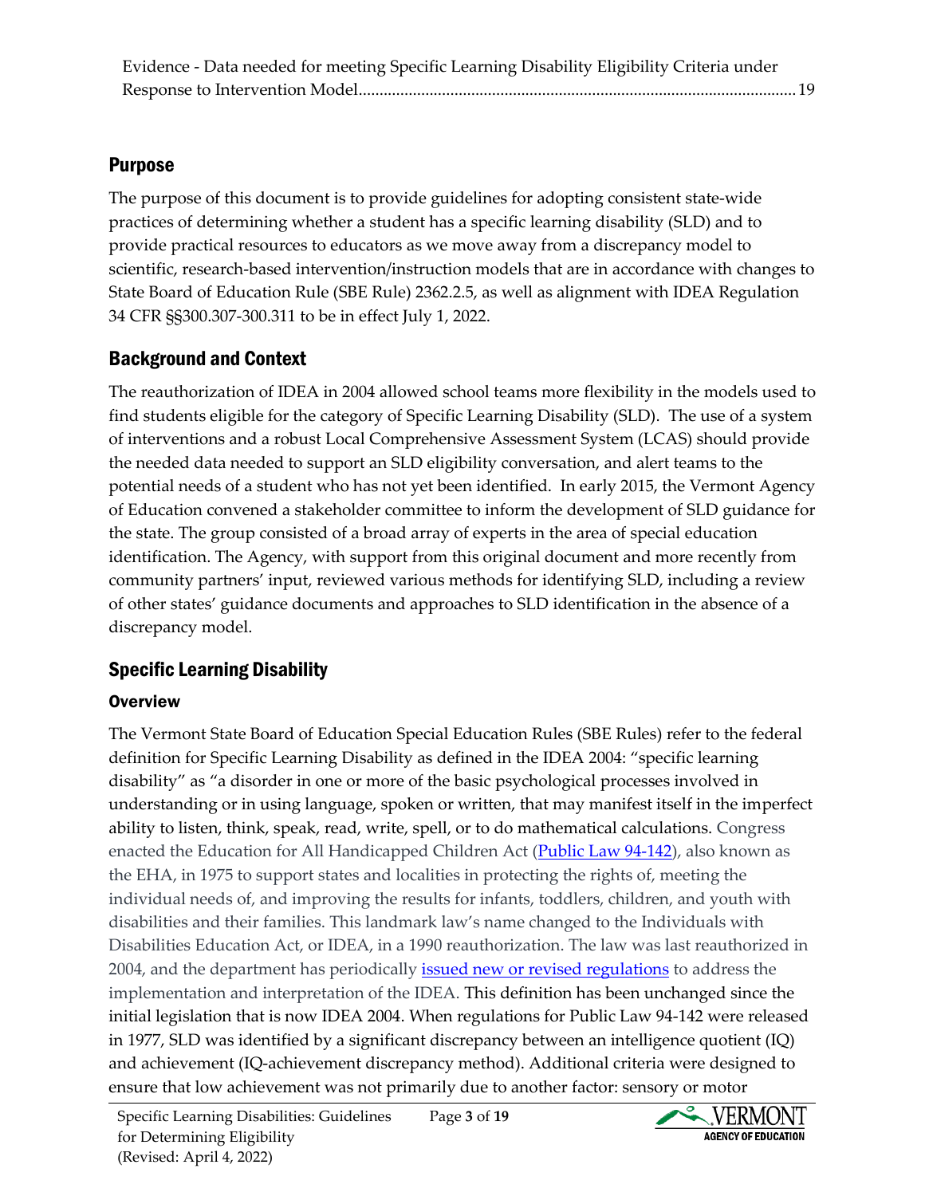Evidence - Data needed for meeting Specific Learning Disability Eligibility Criteria under Response to Intervention Model........................................................................................................19

## Purpose

The purpose of this document is to provide guidelines for adopting consistent state-wide practices of determining whether a student has a specific learning disability (SLD) and to provide practical resources to educators as we move away from a discrepancy model to scientific, research-based intervention/instruction models that are in accordance with changes to State Board of Education Rule (SBE Rule) 2362.2.5, as well as alignment with IDEA Regulation 34 CFR §§300.307-300.311 to be in effect July 1, 2022.

## Background and Context

The reauthorization of IDEA in 2004 allowed school teams more flexibility in the models used to find students eligible for the category of Specific Learning Disability (SLD). The use of a system of interventions and a robust Local Comprehensive Assessment System (LCAS) should provide the needed data needed to support an SLD eligibility conversation, and alert teams to the potential needs of a student who has not yet been identified. In early 2015, the Vermont Agency of Education convened a stakeholder committee to inform the development of SLD guidance for the state. The group consisted of a broad array of experts in the area of special education identification. The Agency, with support from this original document and more recently from community partners' input, reviewed various methods for identifying SLD, including a review of other states' guidance documents and approaches to SLD identification in the absence of a discrepancy model.

## Specific Learning Disability

### Overview

The Vermont State Board of Education Special Education Rules (SBE Rules) refer to the federal definition for Specific Learning Disability as defined in the IDEA 2004: "specific learning disability" as "a disorder in one or more of the basic psychological processes involved in understanding or in using language, spoken or written, that may manifest itself in the imperfect ability to listen, think, speak, read, write, spell, or to do mathematical calculations. Congress enacted the Education for All Handicapped Children Act (Public Law 94-142), also known as the EHA, in 1975 to support states and localities in protecting the rights of, meeting the individual needs of, and improving the results for infants, toddlers, children, and youth with disabilities and their families. This landmark law's name changed to the Individuals with Disabilities Education Act, or IDEA, in a 1990 reauthorization. The law was last reauthorized in 2004, and the department has periodically issued new or revised regulations to address the implementation and interpretation of the IDEA. This definition has been unchanged since the initial legislation that is now IDEA 2004. When regulations for Public Law 94-142 were released in 1977, SLD was identified by a significant discrepancy between an intelligence quotient (IQ) and achievement (IQ-achievement discrepancy method). Additional criteria were designed to ensure that low achievement was not primarily due to another factor: sensory or motor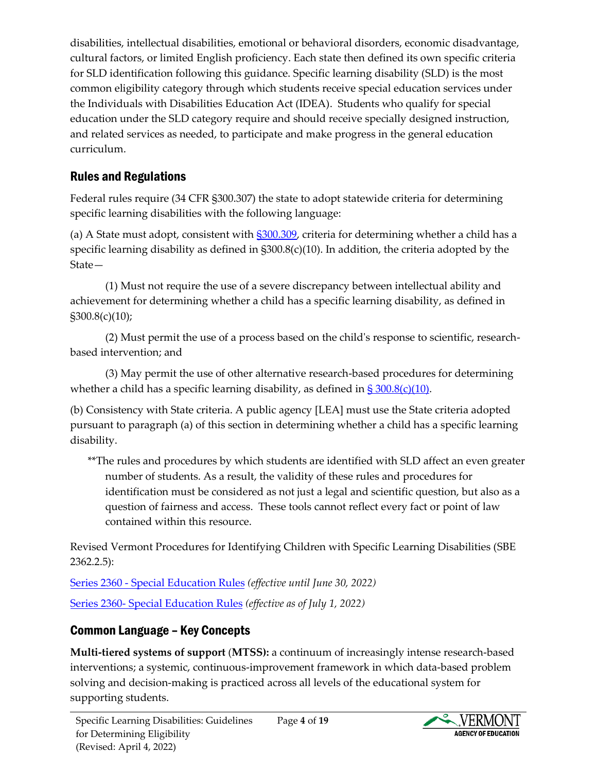disabilities, intellectual disabilities, emotional or behavioral disorders, economic disadvantage, cultural factors, or limited English proficiency. Each state then defined its own specific criteria for SLD identification following this guidance. Specific learning disability (SLD) is the most common eligibility category through which students receive special education services under the Individuals with Disabilities Education Act (IDEA). Students who qualify for special education under the SLD category require and should receive specially designed instruction, and related services as needed, to participate and make progress in the general education curriculum.

## Rules and Regulations

Federal rules require (34 CFR §300.307) the state to adopt statewide criteria for determining specific learning disabilities with the following language:

(a) A State must adopt, consistent with [§300.309](), criteria for determining whether a child has a specific learning disability as defined in §300.8(c)(10). In addition, the criteria adopted by the State—

(1) Must not require the use of a severe discrepancy between intellectual ability and achievement for determining whether a child has a specific learning disability, as defined in §300.8(c)(10);

(2) Must permit the use of a process based on the child's response to scientific, research-based intervention; and

(3) May permit the use of other alternative research-based procedures for determining whether a child has a specific learning disability, as defined in [§ 300.8(c)(10)]().

(b) Consistency with State criteria. A public agency [LEA] must use the State criteria adopted pursuant to paragraph (a) of this section in determining whether a child has a specific learning disability.

> **The rules and procedures by which students are identified with SLD affect an even greater number of students. As a result, the validity of these rules and procedures for identification must be considered as not just a legal and scientific question, but also as a question of fairness and access. These tools cannot reflect every fact or point of law contained within this resource.

Revised Vermont Procedures for Identifying Children with Specific Learning Disabilities (SBE 2362.2.5):

[Series 2360 - Special Education Rules]() *(effective until June 30, 2022)*

[Series 2360- Special Education Rules]() *(effective as of July 1, 2022)*

## Common Language – Key Concepts

**Multi-tiered systems of support (MTSS):** a continuum of increasingly intense research-based interventions; a systemic, continuous-improvement framework in which data-based problem solving and decision-making is practiced across all levels of the educational system for supporting students.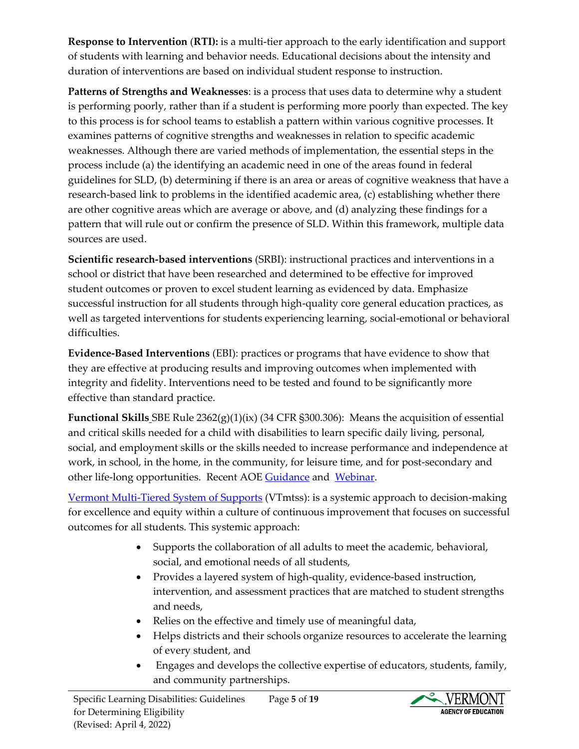**Response to Intervention** (**RTI):** is a multi-tier approach to the early identification and support of students with learning and behavior needs. Educational decisions about the intensity and duration of interventions are based on individual student response to instruction.

**Patterns of Strengths and Weaknesses**: is a process that uses data to determine why a student is performing poorly, rather than if a student is performing more poorly than expected. The key to this process is for school teams to establish a pattern within various cognitive processes. It examines patterns of cognitive strengths and weaknesses in relation to specific academic weaknesses. Although there are varied methods of implementation, the essential steps in the process include (a) the identifying an academic need in one of the areas found in federal guidelines for SLD, (b) determining if there is an area or areas of cognitive weakness that have a research-based link to problems in the identified academic area, (c) establishing whether there are other cognitive areas which are average or above, and (d) analyzing these findings for a pattern that will rule out or confirm the presence of SLD. Within this framework, multiple data sources are used.

**Scientific research-based interventions** (SRBI): instructional practices and interventions in a school or district that have been researched and determined to be effective for improved student outcomes or proven to excel student learning as evidenced by data. Emphasize successful instruction for all students through high-quality core general education practices, as well as targeted interventions for students experiencing learning, social-emotional or behavioral difficulties.

**Evidence-Based Interventions** (EBI): practices or programs that have evidence to show that they are effective at producing results and improving outcomes when implemented with integrity and fidelity. Interventions need to be tested and found to be significantly more effective than standard practice.

**Functional Skills** SBE Rule 2362(g)(1)(ix) (34 CFR §300.306): Means the acquisition of essential and critical skills needed for a child with disabilities to learn specific daily living, personal, social, and employment skills or the skills needed to increase performance and independence at work, in school, in the home, in the community, for leisure time, and for post-secondary and other life-long opportunities. Recent AOE [Guidance]() and [Webinar]().

[Vermont Multi-Tiered System of Supports]() (VTmtss): is a systemic approach to decision-making for excellence and equity within a culture of continuous improvement that focuses on successful outcomes for all students. This systemic approach:

- Supports the collaboration of all adults to meet the academic, behavioral, social, and emotional needs of all students,
- Provides a layered system of high-quality, evidence-based instruction, intervention, and assessment practices that are matched to student strengths and needs,
- Relies on the effective and timely use of meaningful data,
- Helps districts and their schools organize resources to accelerate the learning of every student, and
- Engages and develops the collective expertise of educators, students, family, and community partnerships.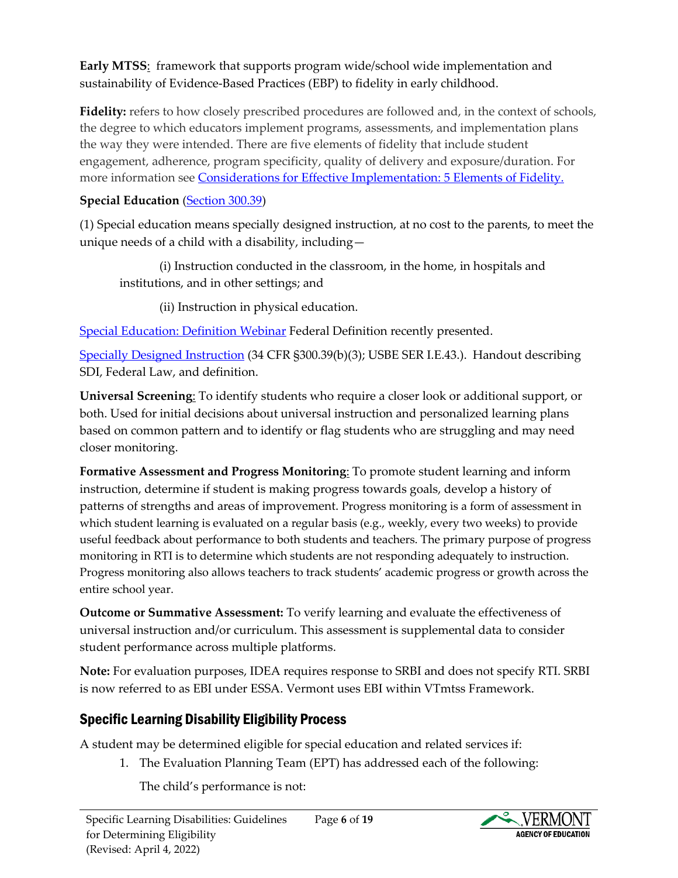**Early MTSS**: framework that supports program wide/school wide implementation and sustainability of Evidence-Based Practices (EBP) to fidelity in early childhood.

**Fidelity:** refers to how closely prescribed procedures are followed and, in the context of schools, the degree to which educators implement programs, assessments, and implementation plans the way they were intended. There are five elements of fidelity that include student engagement, adherence, program specificity, quality of delivery and exposure/duration. For more information see [Considerations for Effective Implementation: 5 Elements of Fidelity.]()

**Special Education** ([Section 300.39]())

(1) Special education means specially designed instruction, at no cost to the parents, to meet the unique needs of a child with a disability, including—

> (i) Instruction conducted in the classroom, in the home, in hospitals and institutions, and in other settings; and
>
> (ii) Instruction in physical education.

[Special Education: Definition Webinar]() Federal Definition recently presented.

[Specially Designed Instruction]() (34 CFR §300.39(b)(3); USBE SER I.E.43.). Handout describing SDI, Federal Law, and definition.

**Universal Screening**: To identify students who require a closer look or additional support, or both. Used for initial decisions about universal instruction and personalized learning plans based on common pattern and to identify or flag students who are struggling and may need closer monitoring.

**Formative Assessment and Progress Monitoring**: To promote student learning and inform instruction, determine if student is making progress towards goals, develop a history of patterns of strengths and areas of improvement. Progress monitoring is a form of assessment in which student learning is evaluated on a regular basis (e.g., weekly, every two weeks) to provide useful feedback about performance to both students and teachers. The primary purpose of progress monitoring in RTI is to determine which students are not responding adequately to instruction. Progress monitoring also allows teachers to track students' academic progress or growth across the entire school year.

**Outcome or Summative Assessment:** To verify learning and evaluate the effectiveness of universal instruction and/or curriculum. This assessment is supplemental data to consider student performance across multiple platforms.

**Note:** For evaluation purposes, IDEA requires response to SRBI and does not specify RTI. SRBI is now referred to as EBI under ESSA. Vermont uses EBI within VTmtss Framework.

## Specific Learning Disability Eligibility Process

A student may be determined eligible for special education and related services if:

1. The Evaluation Planning Team (EPT) has addressed each of the following:

   The child's performance is not: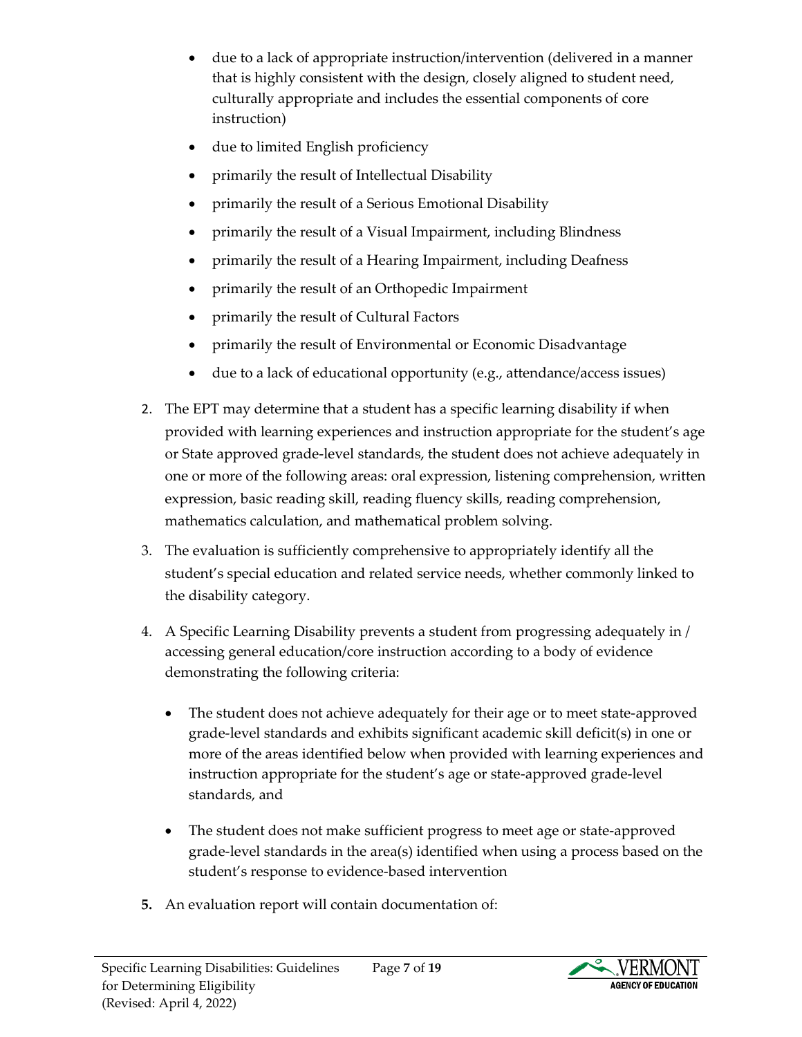- due to a lack of appropriate instruction/intervention (delivered in a manner that is highly consistent with the design, closely aligned to student need, culturally appropriate and includes the essential components of core instruction)
- due to limited English proficiency
- primarily the result of Intellectual Disability
- primarily the result of a Serious Emotional Disability
- primarily the result of a Visual Impairment, including Blindness
- primarily the result of a Hearing Impairment, including Deafness
- primarily the result of an Orthopedic Impairment
- primarily the result of Cultural Factors
- primarily the result of Environmental or Economic Disadvantage
- due to a lack of educational opportunity (e.g., attendance/access issues)

2. The EPT may determine that a student has a specific learning disability if when provided with learning experiences and instruction appropriate for the student's age or State approved grade-level standards, the student does not achieve adequately in one or more of the following areas: oral expression, listening comprehension, written expression, basic reading skill, reading fluency skills, reading comprehension, mathematics calculation, and mathematical problem solving.
3. The evaluation is sufficiently comprehensive to appropriately identify all the student's special education and related service needs, whether commonly linked to the disability category.
4. A Specific Learning Disability prevents a student from progressing adequately in / accessing general education/core instruction according to a body of evidence demonstrating the following criteria:
   - The student does not achieve adequately for their age or to meet state-approved grade-level standards and exhibits significant academic skill deficit(s) in one or more of the areas identified below when provided with learning experiences and instruction appropriate for the student's age or state-approved grade-level standards, and
   - The student does not make sufficient progress to meet age or state-approved grade-level standards in the area(s) identified when using a process based on the student's response to evidence-based intervention
5. An evaluation report will contain documentation of: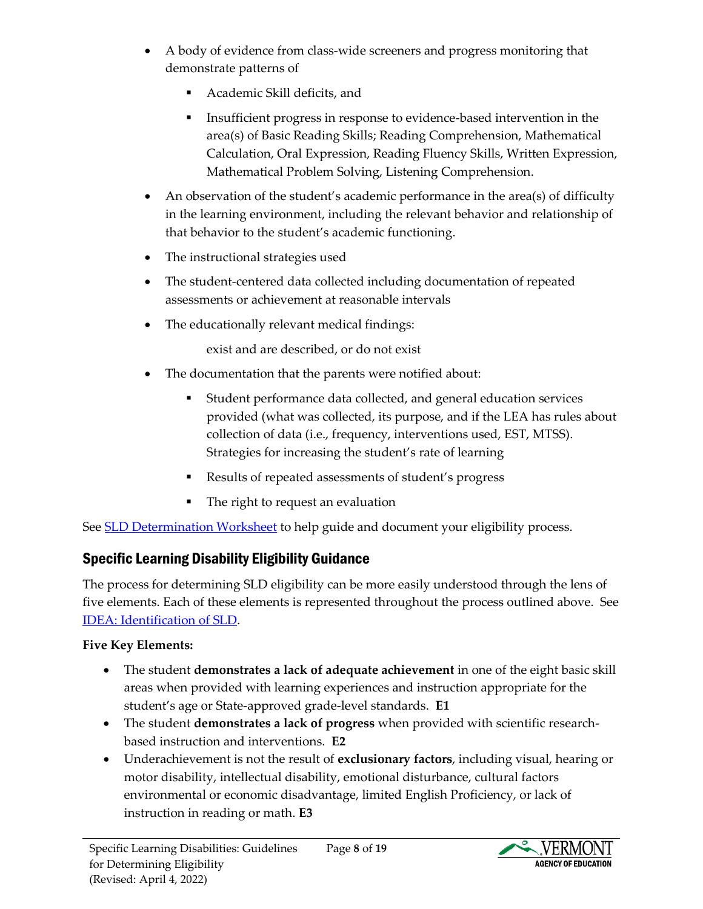- A body of evidence from class-wide screeners and progress monitoring that demonstrate patterns of
  - Academic Skill deficits, and
  - Insufficient progress in response to evidence-based intervention in the area(s) of Basic Reading Skills; Reading Comprehension, Mathematical Calculation, Oral Expression, Reading Fluency Skills, Written Expression, Mathematical Problem Solving, Listening Comprehension.
- An observation of the student's academic performance in the area(s) of difficulty in the learning environment, including the relevant behavior and relationship of that behavior to the student's academic functioning.
- The instructional strategies used
- The student-centered data collected including documentation of repeated assessments or achievement at reasonable intervals
- The educationally relevant medical findings:

  exist and are described, or do not exist
- The documentation that the parents were notified about:
  - Student performance data collected, and general education services provided (what was collected, its purpose, and if the LEA has rules about collection of data (i.e., frequency, interventions used, EST, MTSS). Strategies for increasing the student's rate of learning
  - Results of repeated assessments of student's progress
  - The right to request an evaluation

See SLD Determination Worksheet to help guide and document your eligibility process.

## Specific Learning Disability Eligibility Guidance

The process for determining SLD eligibility can be more easily understood through the lens of five elements. Each of these elements is represented throughout the process outlined above. See IDEA: Identification of SLD.

**Five Key Elements:**

- The student **demonstrates a lack of adequate achievement** in one of the eight basic skill areas when provided with learning experiences and instruction appropriate for the student's age or State-approved grade-level standards. **E1**
- The student **demonstrates a lack of progress** when provided with scientific research-based instruction and interventions. **E2**
- Underachievement is not the result of **exclusionary factors**, including visual, hearing or motor disability, intellectual disability, emotional disturbance, cultural factors environmental or economic disadvantage, limited English Proficiency, or lack of instruction in reading or math. **E3**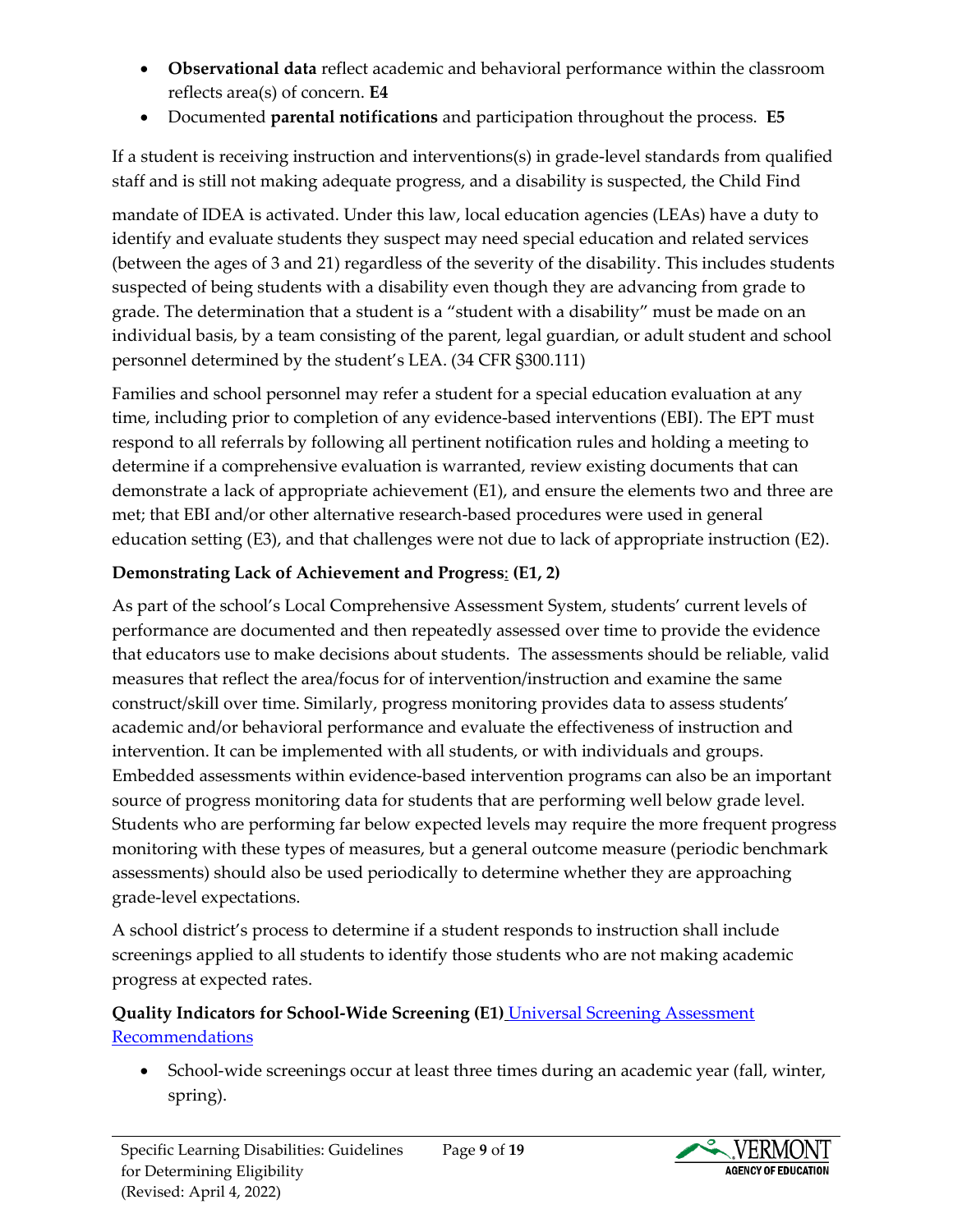- **Observational data** reflect academic and behavioral performance within the classroom reflects area(s) of concern. **E4**
- Documented **parental notifications** and participation throughout the process. **E5**

If a student is receiving instruction and interventions(s) in grade-level standards from qualified staff and is still not making adequate progress, and a disability is suspected, the Child Find mandate of IDEA is activated. Under this law, local education agencies (LEAs) have a duty to identify and evaluate students they suspect may need special education and related services (between the ages of 3 and 21) regardless of the severity of the disability. This includes students suspected of being students with a disability even though they are advancing from grade to grade. The determination that a student is a "student with a disability" must be made on an individual basis, by a team consisting of the parent, legal guardian, or adult student and school personnel determined by the student's LEA. (34 CFR §300.111)

Families and school personnel may refer a student for a special education evaluation at any time, including prior to completion of any evidence-based interventions (EBI). The EPT must respond to all referrals by following all pertinent notification rules and holding a meeting to determine if a comprehensive evaluation is warranted, review existing documents that can demonstrate a lack of appropriate achievement (E1), and ensure the elements two and three are met; that EBI and/or other alternative research-based procedures were used in general education setting (E3), and that challenges were not due to lack of appropriate instruction (E2).

**Demonstrating Lack of Achievement and Progress: (E1, 2)**

As part of the school's Local Comprehensive Assessment System, students' current levels of performance are documented and then repeatedly assessed over time to provide the evidence that educators use to make decisions about students. The assessments should be reliable, valid measures that reflect the area/focus for of intervention/instruction and examine the same construct/skill over time. Similarly, progress monitoring provides data to assess students' academic and/or behavioral performance and evaluate the effectiveness of instruction and intervention. It can be implemented with all students, or with individuals and groups. Embedded assessments within evidence-based intervention programs can also be an important source of progress monitoring data for students that are performing well below grade level. Students who are performing far below expected levels may require the more frequent progress monitoring with these types of measures, but a general outcome measure (periodic benchmark assessments) should also be used periodically to determine whether they are approaching grade-level expectations.

A school district's process to determine if a student responds to instruction shall include screenings applied to all students to identify those students who are not making academic progress at expected rates.

**Quality Indicators for School-Wide Screening (E1)** Universal Screening Assessment Recommendations

- School-wide screenings occur at least three times during an academic year (fall, winter, spring).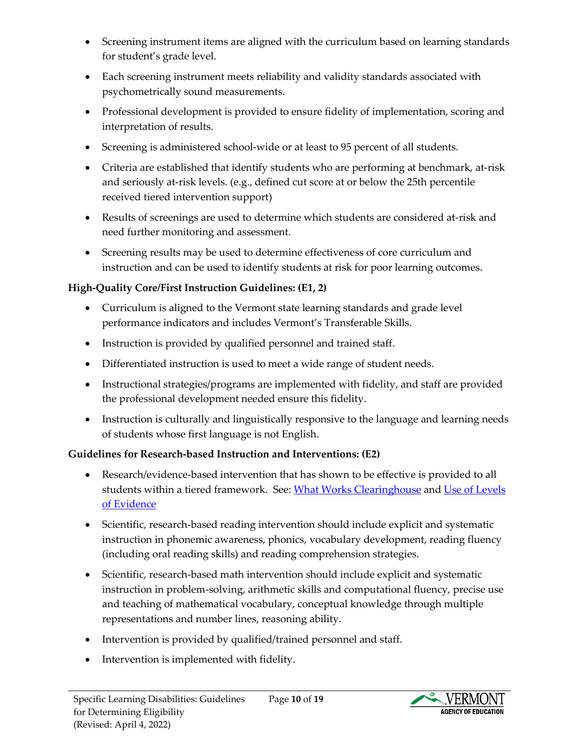- Screening instrument items are aligned with the curriculum based on learning standards for student's grade level.
- Each screening instrument meets reliability and validity standards associated with psychometrically sound measurements.
- Professional development is provided to ensure fidelity of implementation, scoring and interpretation of results.
- Screening is administered school-wide or at least to 95 percent of all students.
- Criteria are established that identify students who are performing at benchmark, at-risk and seriously at-risk levels. (e.g., defined cut score at or below the 25th percentile received tiered intervention support)
- Results of screenings are used to determine which students are considered at-risk and need further monitoring and assessment.
- Screening results may be used to determine effectiveness of core curriculum and instruction and can be used to identify students at risk for poor learning outcomes.

**High-Quality Core/First Instruction Guidelines: (E1, 2)**

- Curriculum is aligned to the Vermont state learning standards and grade level performance indicators and includes Vermont's Transferable Skills.
- Instruction is provided by qualified personnel and trained staff.
- Differentiated instruction is used to meet a wide range of student needs.
- Instructional strategies/programs are implemented with fidelity, and staff are provided the professional development needed ensure this fidelity.
- Instruction is culturally and linguistically responsive to the language and learning needs of students whose first language is not English.

**Guidelines for Research-based Instruction and Interventions: (E2)**

- Research/evidence-based intervention that has shown to be effective is provided to all students within a tiered framework. See: [What Works Clearinghouse]() and [Use of Levels of Evidence]()
- Scientific, research-based reading intervention should include explicit and systematic instruction in phonemic awareness, phonics, vocabulary development, reading fluency (including oral reading skills) and reading comprehension strategies.
- Scientific, research-based math intervention should include explicit and systematic instruction in problem-solving, arithmetic skills and computational fluency, precise use and teaching of mathematical vocabulary, conceptual knowledge through multiple representations and number lines, reasoning ability.
- Intervention is provided by qualified/trained personnel and staff.
- Intervention is implemented with fidelity.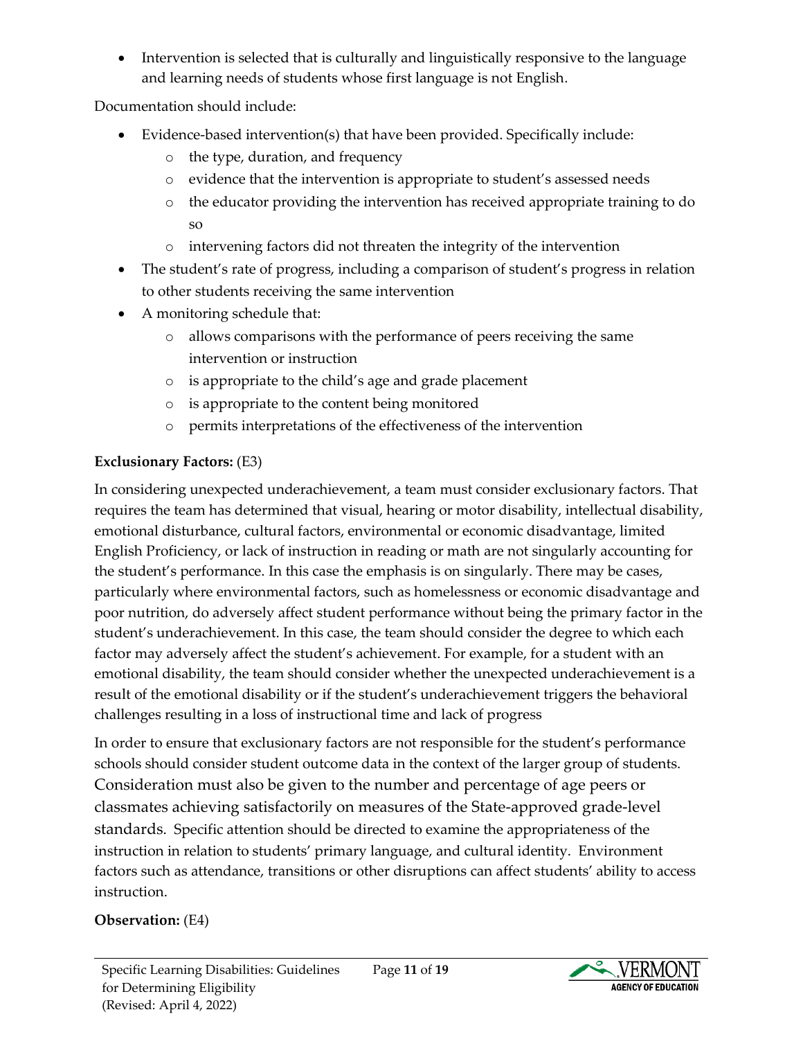- Intervention is selected that is culturally and linguistically responsive to the language and learning needs of students whose first language is not English.

Documentation should include:

- Evidence-based intervention(s) that have been provided. Specifically include:
    - the type, duration, and frequency
    - evidence that the intervention is appropriate to student's assessed needs
    - the educator providing the intervention has received appropriate training to do so
    - intervening factors did not threaten the integrity of the intervention
- The student's rate of progress, including a comparison of student's progress in relation to other students receiving the same intervention
- A monitoring schedule that:
    - allows comparisons with the performance of peers receiving the same intervention or instruction
    - is appropriate to the child's age and grade placement
    - is appropriate to the content being monitored
    - permits interpretations of the effectiveness of the intervention

**Exclusionary Factors:** (E3)

In considering unexpected underachievement, a team must consider exclusionary factors. That requires the team has determined that visual, hearing or motor disability, intellectual disability, emotional disturbance, cultural factors, environmental or economic disadvantage, limited English Proficiency, or lack of instruction in reading or math are not singularly accounting for the student's performance. In this case the emphasis is on singularly. There may be cases, particularly where environmental factors, such as homelessness or economic disadvantage and poor nutrition, do adversely affect student performance without being the primary factor in the student's underachievement. In this case, the team should consider the degree to which each factor may adversely affect the student's achievement. For example, for a student with an emotional disability, the team should consider whether the unexpected underachievement is a result of the emotional disability or if the student's underachievement triggers the behavioral challenges resulting in a loss of instructional time and lack of progress

In order to ensure that exclusionary factors are not responsible for the student's performance schools should consider student outcome data in the context of the larger group of students. Consideration must also be given to the number and percentage of age peers or classmates achieving satisfactorily on measures of the State-approved grade-level standards. Specific attention should be directed to examine the appropriateness of the instruction in relation to students' primary language, and cultural identity. Environment factors such as attendance, transitions or other disruptions can affect students' ability to access instruction.

**Observation:** (E4)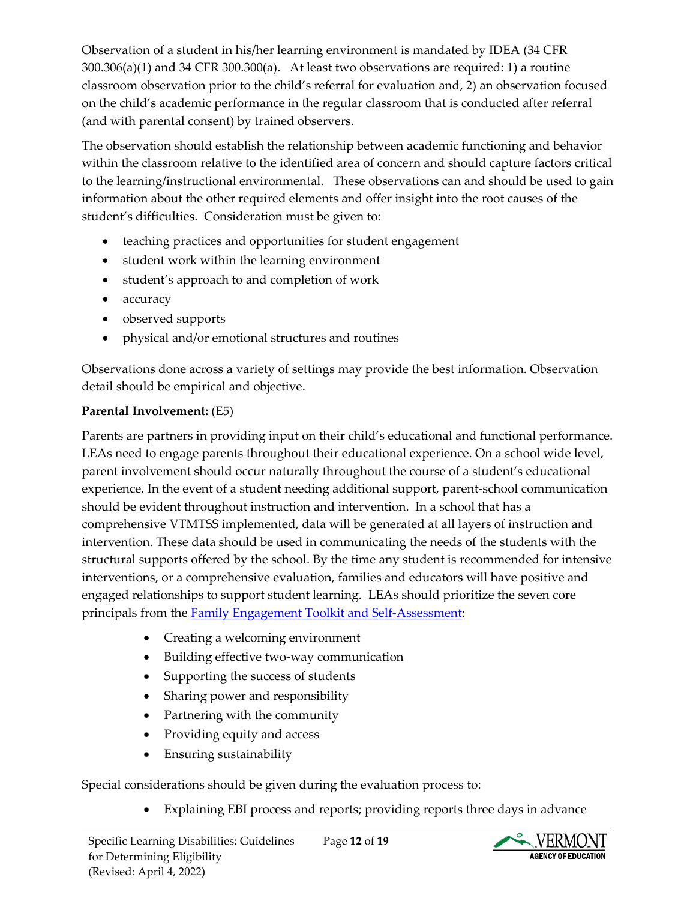Observation of a student in his/her learning environment is mandated by IDEA (34 CFR 300.306(a)(1) and 34 CFR 300.300(a). At least two observations are required: 1) a routine classroom observation prior to the child's referral for evaluation and, 2) an observation focused on the child's academic performance in the regular classroom that is conducted after referral (and with parental consent) by trained observers.

The observation should establish the relationship between academic functioning and behavior within the classroom relative to the identified area of concern and should capture factors critical to the learning/instructional environmental. These observations can and should be used to gain information about the other required elements and offer insight into the root causes of the student's difficulties. Consideration must be given to:

- teaching practices and opportunities for student engagement
- student work within the learning environment
- student's approach to and completion of work
- accuracy
- observed supports
- physical and/or emotional structures and routines

Observations done across a variety of settings may provide the best information. Observation detail should be empirical and objective.

**Parental Involvement:** (E5)

Parents are partners in providing input on their child's educational and functional performance. LEAs need to engage parents throughout their educational experience. On a school wide level, parent involvement should occur naturally throughout the course of a student's educational experience. In the event of a student needing additional support, parent-school communication should be evident throughout instruction and intervention. In a school that has a comprehensive VTMTSS implemented, data will be generated at all layers of instruction and intervention. These data should be used in communicating the needs of the students with the structural supports offered by the school. By the time any student is recommended for intensive interventions, or a comprehensive evaluation, families and educators will have positive and engaged relationships to support student learning. LEAs should prioritize the seven core principals from the [Family Engagement Toolkit and Self-Assessment](#):

- Creating a welcoming environment
- Building effective two-way communication
- Supporting the success of students
- Sharing power and responsibility
- Partnering with the community
- Providing equity and access
- Ensuring sustainability

Special considerations should be given during the evaluation process to:

- Explaining EBI process and reports; providing reports three days in advance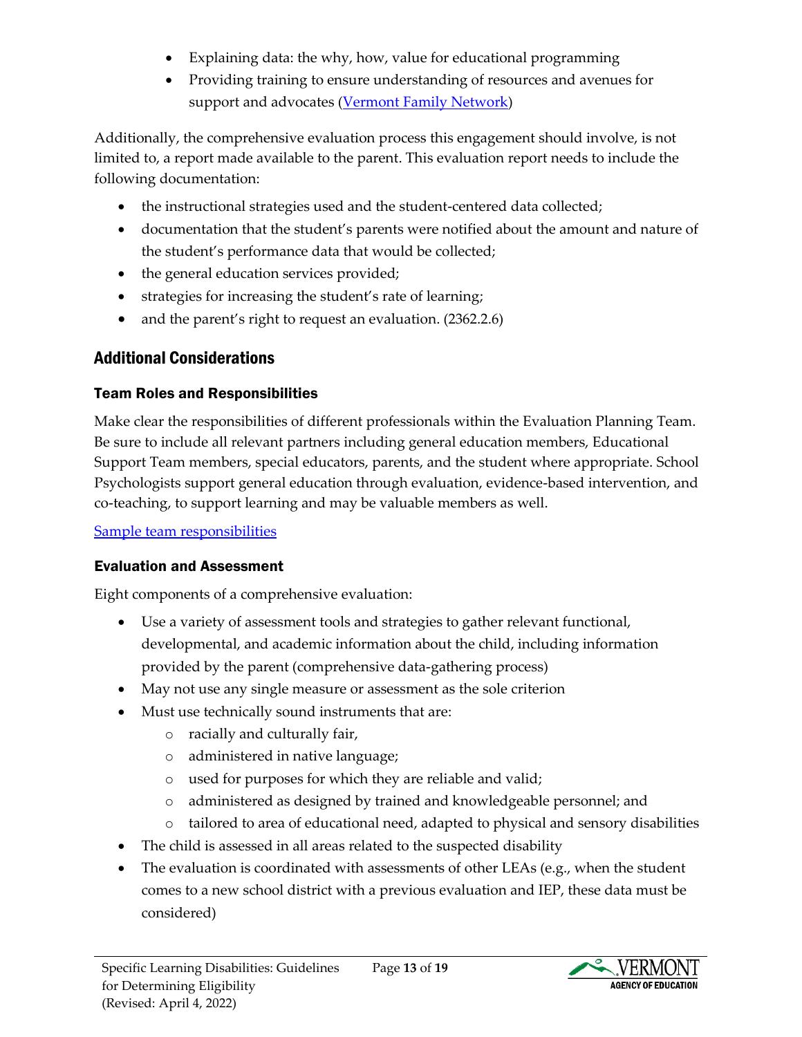- Explaining data: the why, how, value for educational programming
- Providing training to ensure understanding of resources and avenues for support and advocates ([Vermont Family Network](#))

Additionally, the comprehensive evaluation process this engagement should involve, is not limited to, a report made available to the parent. This evaluation report needs to include the following documentation:

- the instructional strategies used and the student-centered data collected;
- documentation that the student's parents were notified about the amount and nature of the student's performance data that would be collected;
- the general education services provided;
- strategies for increasing the student's rate of learning;
- and the parent's right to request an evaluation. (2362.2.6)

## Additional Considerations

### Team Roles and Responsibilities

Make clear the responsibilities of different professionals within the Evaluation Planning Team. Be sure to include all relevant partners including general education members, Educational Support Team members, special educators, parents, and the student where appropriate. School Psychologists support general education through evaluation, evidence-based intervention, and co-teaching, to support learning and may be valuable members as well.

[Sample team responsibilities](#)

### Evaluation and Assessment

Eight components of a comprehensive evaluation:

- Use a variety of assessment tools and strategies to gather relevant functional, developmental, and academic information about the child, including information provided by the parent (comprehensive data-gathering process)
- May not use any single measure or assessment as the sole criterion
- Must use technically sound instruments that are:
  - racially and culturally fair,
  - administered in native language;
  - used for purposes for which they are reliable and valid;
  - administered as designed by trained and knowledgeable personnel; and
  - tailored to area of educational need, adapted to physical and sensory disabilities
- The child is assessed in all areas related to the suspected disability
- The evaluation is coordinated with assessments of other LEAs (e.g., when the student comes to a new school district with a previous evaluation and IEP, these data must be considered)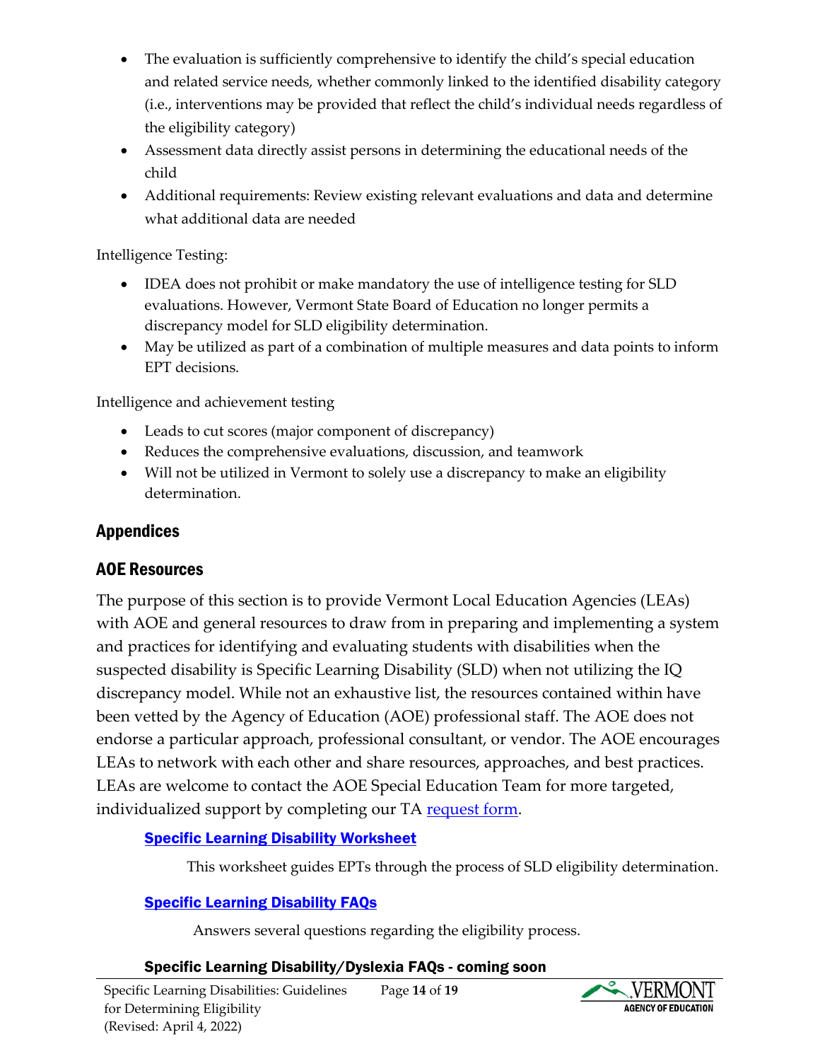- The evaluation is sufficiently comprehensive to identify the child's special education and related service needs, whether commonly linked to the identified disability category (i.e., interventions may be provided that reflect the child's individual needs regardless of the eligibility category)
- Assessment data directly assist persons in determining the educational needs of the child
- Additional requirements: Review existing relevant evaluations and data and determine what additional data are needed

Intelligence Testing:

- IDEA does not prohibit or make mandatory the use of intelligence testing for SLD evaluations. However, Vermont State Board of Education no longer permits a discrepancy model for SLD eligibility determination.
- May be utilized as part of a combination of multiple measures and data points to inform EPT decisions.

Intelligence and achievement testing

- Leads to cut scores (major component of discrepancy)
- Reduces the comprehensive evaluations, discussion, and teamwork
- Will not be utilized in Vermont to solely use a discrepancy to make an eligibility determination.

## Appendices

## AOE Resources

The purpose of this section is to provide Vermont Local Education Agencies (LEAs) with AOE and general resources to draw from in preparing and implementing a system and practices for identifying and evaluating students with disabilities when the suspected disability is Specific Learning Disability (SLD) when not utilizing the IQ discrepancy model. While not an exhaustive list, the resources contained within have been vetted by the Agency of Education (AOE) professional staff. The AOE does not endorse a particular approach, professional consultant, or vendor. The AOE encourages LEAs to network with each other and share resources, approaches, and best practices. LEAs are welcome to contact the AOE Special Education Team for more targeted, individualized support by completing our TA request form.

### Specific Learning Disability Worksheet

This worksheet guides EPTs through the process of SLD eligibility determination.

### Specific Learning Disability FAQs

Answers several questions regarding the eligibility process.

### Specific Learning Disability/Dyslexia FAQs - coming soon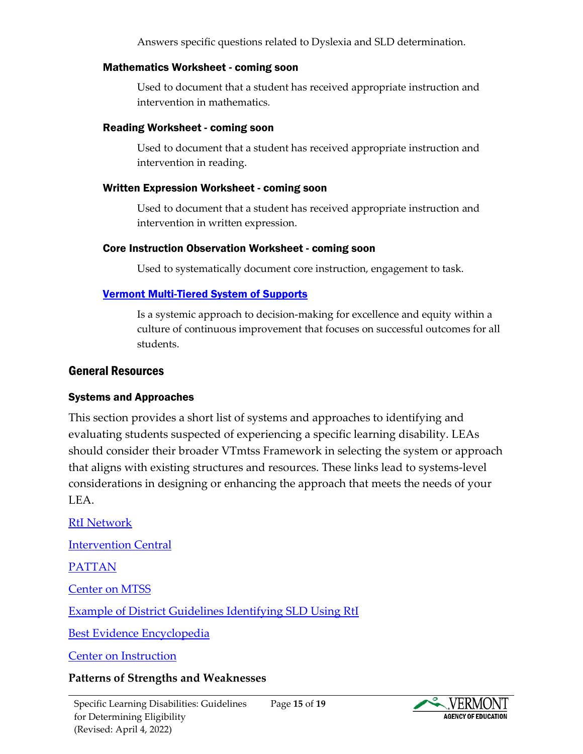Answers specific questions related to Dyslexia and SLD determination.

#### Mathematics Worksheet - coming soon

Used to document that a student has received appropriate instruction and intervention in mathematics.

#### Reading Worksheet - coming soon

Used to document that a student has received appropriate instruction and intervention in reading.

#### Written Expression Worksheet - coming soon

Used to document that a student has received appropriate instruction and intervention in written expression.

#### Core Instruction Observation Worksheet - coming soon

Used to systematically document core instruction, engagement to task.

#### Vermont Multi-Tiered System of Supports

Is a systemic approach to decision-making for excellence and equity within a culture of continuous improvement that focuses on successful outcomes for all students.

## General Resources

### Systems and Approaches

This section provides a short list of systems and approaches to identifying and evaluating students suspected of experiencing a specific learning disability. LEAs should consider their broader VTmtss Framework in selecting the system or approach that aligns with existing structures and resources. These links lead to systems-level considerations in designing or enhancing the approach that meets the needs of your LEA.

RtI Network

Intervention Central

PATTAN

Center on MTSS

Example of District Guidelines Identifying SLD Using RtI

Best Evidence Encyclopedia

Center on Instruction

**Patterns of Strengths and Weaknesses**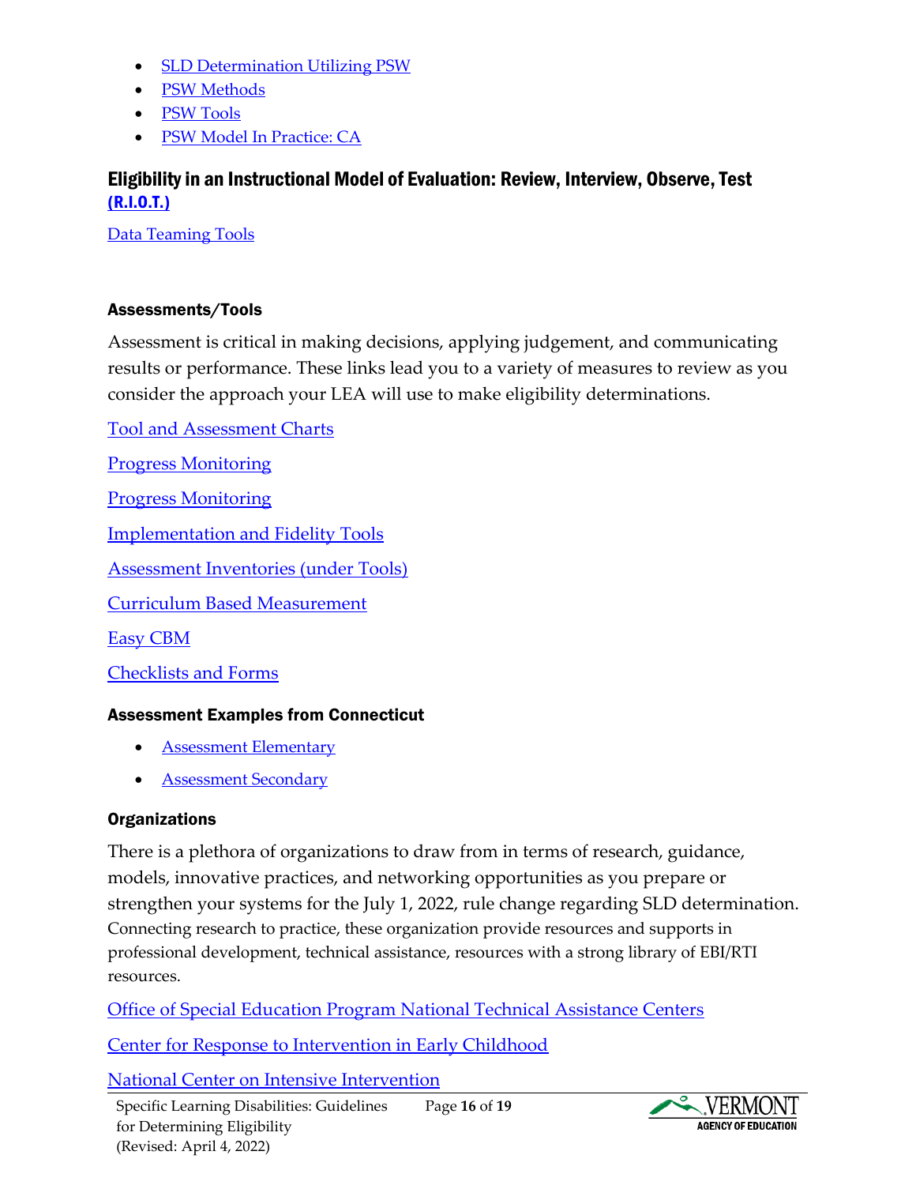- SLD Determination Utilizing PSW
- PSW Methods
- PSW Tools
- PSW Model In Practice: CA

### Eligibility in an Instructional Model of Evaluation: Review, Interview, Observe, Test (R.I.O.T.)

Data Teaming Tools

#### Assessments/Tools

Assessment is critical in making decisions, applying judgement, and communicating results or performance. These links lead you to a variety of measures to review as you consider the approach your LEA will use to make eligibility determinations.

Tool and Assessment Charts

Progress Monitoring

Progress Monitoring

Implementation and Fidelity Tools

Assessment Inventories (under Tools)

Curriculum Based Measurement

Easy CBM

Checklists and Forms

#### Assessment Examples from Connecticut

- Assessment Elementary
- Assessment Secondary

#### Organizations

There is a plethora of organizations to draw from in terms of research, guidance, models, innovative practices, and networking opportunities as you prepare or strengthen your systems for the July 1, 2022, rule change regarding SLD determination. Connecting research to practice, these organization provide resources and supports in professional development, technical assistance, resources with a strong library of EBI/RTI resources.

Office of Special Education Program National Technical Assistance Centers

Center for Response to Intervention in Early Childhood

National Center on Intensive Intervention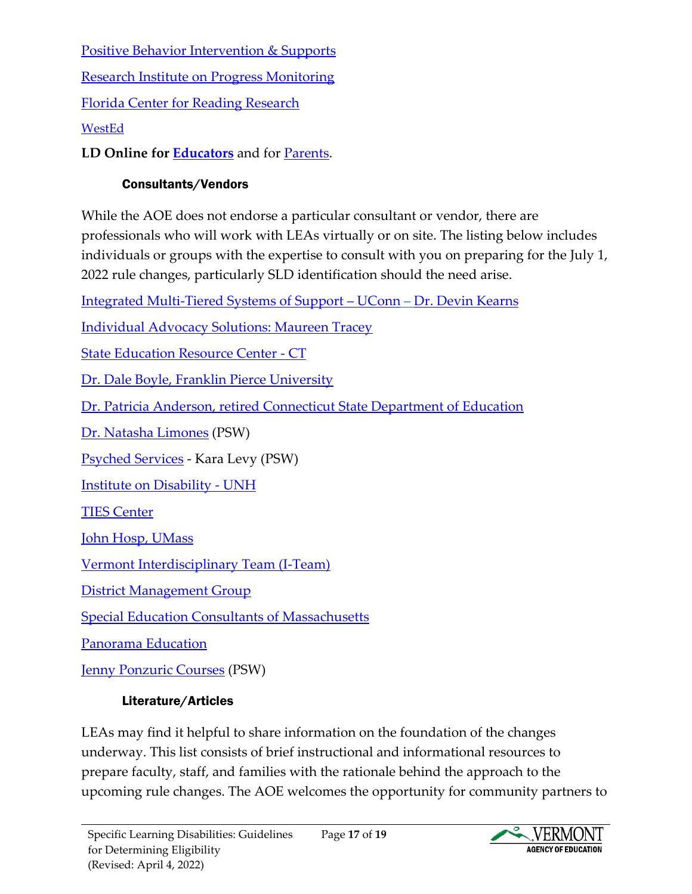Positive Behavior Intervention & Supports

Research Institute on Progress Monitoring

Florida Center for Reading Research

WestEd

**LD Online for Educators** and for Parents.

### Consultants/Vendors

While the AOE does not endorse a particular consultant or vendor, there are professionals who will work with LEAs virtually or on site. The listing below includes individuals or groups with the expertise to consult with you on preparing for the July 1, 2022 rule changes, particularly SLD identification should the need arise.

Integrated Multi-Tiered Systems of Support – UConn – Dr. Devin Kearns

Individual Advocacy Solutions: Maureen Tracey

State Education Resource Center - CT

Dr. Dale Boyle, Franklin Pierce University

Dr. Patricia Anderson, retired Connecticut State Department of Education

Dr. Natasha Limones (PSW)

Psyched Services - Kara Levy (PSW)

Institute on Disability - UNH

TIES Center

John Hosp, UMass

Vermont Interdisciplinary Team (I-Team)

District Management Group

Special Education Consultants of Massachusetts

Panorama Education

Jenny Ponzuric Courses (PSW)

### Literature/Articles

LEAs may find it helpful to share information on the foundation of the changes underway. This list consists of brief instructional and informational resources to prepare faculty, staff, and families with the rationale behind the approach to the upcoming rule changes. The AOE welcomes the opportunity for community partners to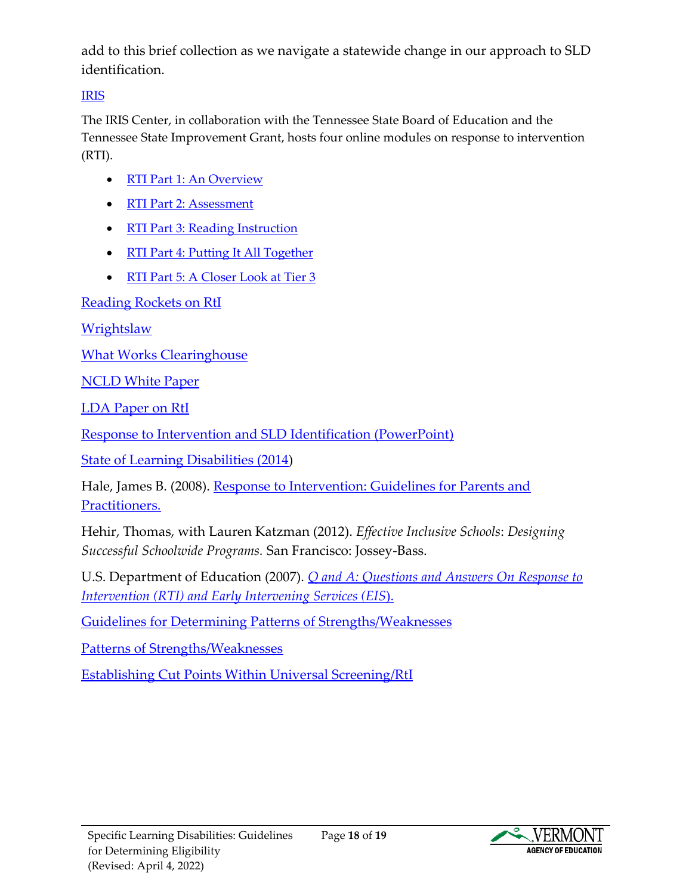add to this brief collection as we navigate a statewide change in our approach to SLD identification.

IRIS

The IRIS Center, in collaboration with the Tennessee State Board of Education and the Tennessee State Improvement Grant, hosts four online modules on response to intervention (RTI).

- RTI Part 1: An Overview
- RTI Part 2: Assessment
- RTI Part 3: Reading Instruction
- RTI Part 4: Putting It All Together
- RTI Part 5: A Closer Look at Tier 3

Reading Rockets on RtI

Wrightslaw

What Works Clearinghouse

NCLD White Paper

LDA Paper on RtI

Response to Intervention and SLD Identification (PowerPoint)

State of Learning Disabilities (2014)

Hale, James B. (2008). Response to Intervention: Guidelines for Parents and Practitioners.

Hehir, Thomas, with Lauren Katzman (2012). *Effective Inclusive Schools*: *Designing Successful Schoolwide Programs.* San Francisco: Jossey-Bass.

U.S. Department of Education (2007). *Q and A: Questions and Answers On Response to Intervention (RTI) and Early Intervening Services (EIS).*

Guidelines for Determining Patterns of Strengths/Weaknesses

Patterns of Strengths/Weaknesses

Establishing Cut Points Within Universal Screening/RtI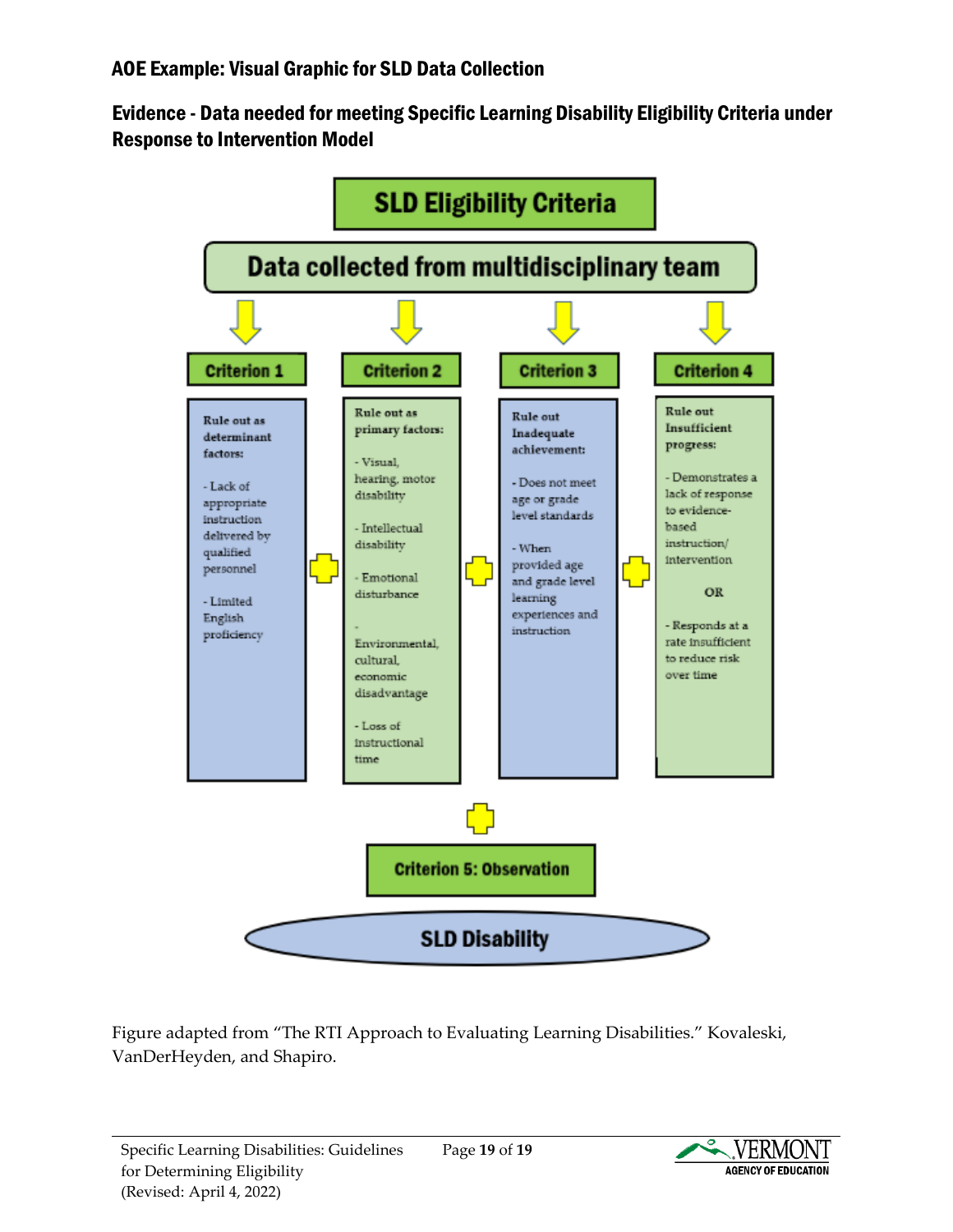## AOE Example: Visual Graphic for SLD Data Collection

### Evidence - Data needed for meeting Specific Learning Disability Eligibility Criteria under Response to Intervention Model

SLD Eligibility Criteria

Data collected from multidisciplinary team

Criterion 1

Rule out as determinant factors:

- Lack of appropriate instruction delivered by qualified personnel
- Limited English proficiency

Criterion 2

Rule out as primary factors:

- Visual, hearing, motor disability
- Intellectual disability
- Emotional disturbance
- Environmental, cultural, economic disadvantage
- Loss of instructional time

Criterion 3

Rule out Inadequate achievement:

- Does not meet age or grade level standards
- When provided age and grade level learning experiences and instruction

Criterion 4

Rule out Insufficient progress:

- Demonstrates a lack of response to evidence-based instruction/ intervention

OR

- Responds at a rate insufficient to reduce risk over time

Criterion 5: Observation

SLD Disability

Figure adapted from "The RTI Approach to Evaluating Learning Disabilities." Kovaleski, VanDerHeyden, and Shapiro.